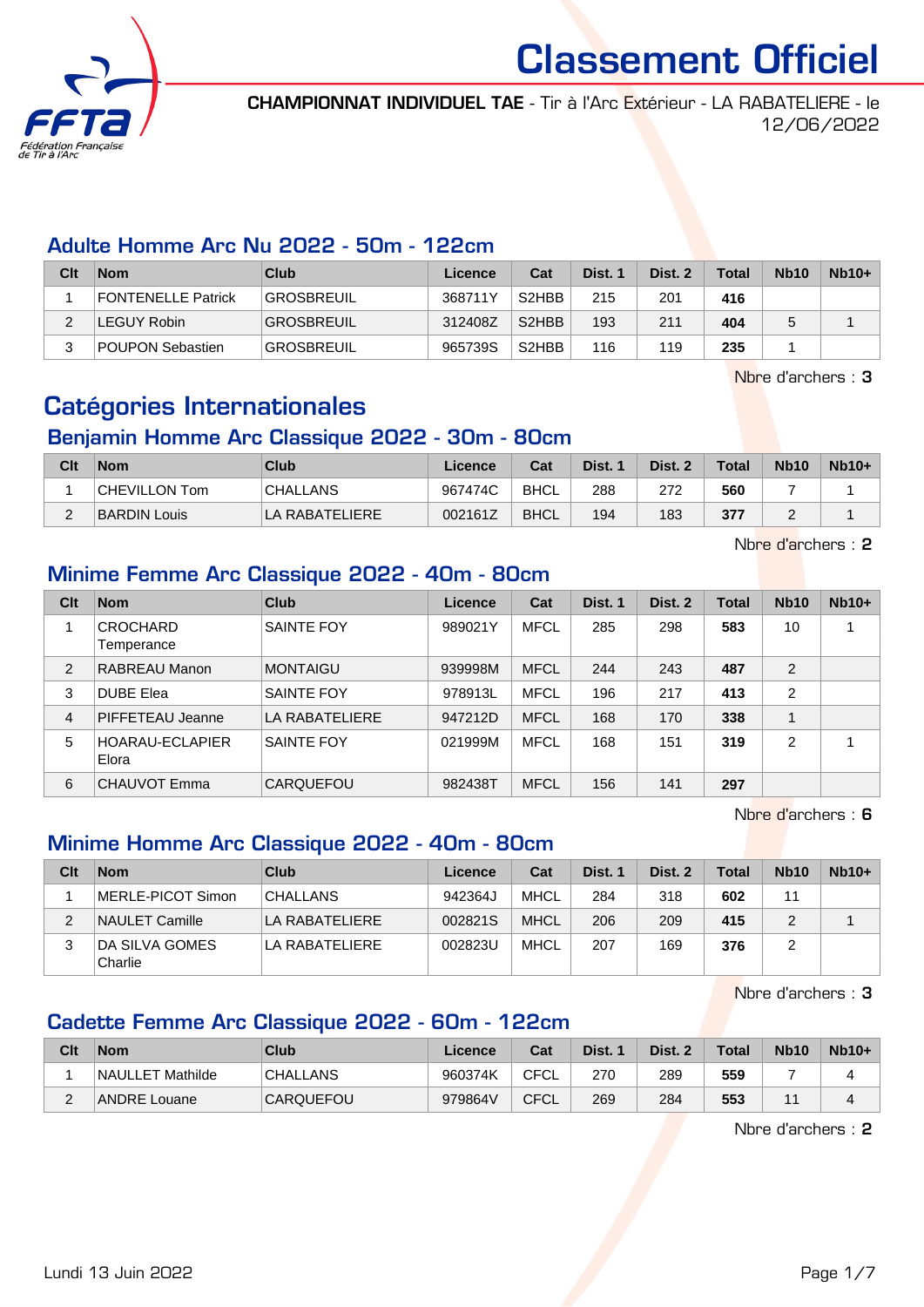# Classement Officiel

**CHAMPIONNAT INDIVIDUEL TAE** - Tir à l'Arc Extérieur - LA RABATELIERE - le 12/06/2022

## Adulte Homme Arc Nu 2022 - 50m - 122cm

| Clt | Nom | Club | Licence | Cat | Dist. 1 | Dist. 2 | Total | Nb10 | Nb10+ |
|---|---|---|---|---|---|---|---|---|---|
| 1 | FONTENELLE Patrick | GROSBREUIL | 368711Y | S2HBB | 215 | 201 | **416** | | |
| 2 | LEGUY Robin | GROSBREUIL | 312408Z | S2HBB | 193 | 211 | **404** | 5 | 1 |
| 3 | POUPON Sebastien | GROSBREUIL | 965739S | S2HBB | 116 | 119 | **235** | 1 | |

Nbre d'archers : **3**

# Catégories Internationales

## Benjamin Homme Arc Classique 2022 - 30m - 80cm

| Clt | Nom | Club | Licence | Cat | Dist. 1 | Dist. 2 | Total | Nb10 | Nb10+ |
|---|---|---|---|---|---|---|---|---|---|
| 1 | CHEVILLON Tom | CHALLANS | 967474C | BHCL | 288 | 272 | **560** | 7 | 1 |
| 2 | BARDIN Louis | LA RABATELIERE | 002161Z | BHCL | 194 | 183 | **377** | 2 | 1 |

Nbre d'archers : **2**

## Minime Femme Arc Classique 2022 - 40m - 80cm

| Clt | Nom | Club | Licence | Cat | Dist. 1 | Dist. 2 | Total | Nb10 | Nb10+ |
|---|---|---|---|---|---|---|---|---|---|
| 1 | CROCHARD Temperance | SAINTE FOY | 989021Y | MFCL | 285 | 298 | **583** | 10 | 1 |
| 2 | RABREAU Manon | MONTAIGU | 939998M | MFCL | 244 | 243 | **487** | 2 | |
| 3 | DUBE Elea | SAINTE FOY | 978913L | MFCL | 196 | 217 | **413** | 2 | |
| 4 | PIFFETEAU Jeanne | LA RABATELIERE | 947212D | MFCL | 168 | 170 | **338** | 1 | |
| 5 | HOARAU-ECLAPIER Elora | SAINTE FOY | 021999M | MFCL | 168 | 151 | **319** | 2 | 1 |
| 6 | CHAUVOT Emma | CARQUEFOU | 982438T | MFCL | 156 | 141 | **297** | | |

Nbre d'archers : **6**

## Minime Homme Arc Classique 2022 - 40m - 80cm

| Clt | Nom | Club | Licence | Cat | Dist. 1 | Dist. 2 | Total | Nb10 | Nb10+ |
|---|---|---|---|---|---|---|---|---|---|
| 1 | MERLE-PICOT Simon | CHALLANS | 942364J | MHCL | 284 | 318 | **602** | 11 | |
| 2 | NAULET Camille | LA RABATELIERE | 002821S | MHCL | 206 | 209 | **415** | 2 | 1 |
| 3 | DA SILVA GOMES Charlie | LA RABATELIERE | 002823U | MHCL | 207 | 169 | **376** | 2 | |

Nbre d'archers : **3**

## Cadette Femme Arc Classique 2022 - 60m - 122cm

| Clt | Nom | Club | Licence | Cat | Dist. 1 | Dist. 2 | Total | Nb10 | Nb10+ |
|---|---|---|---|---|---|---|---|---|---|
| 1 | NAULLET Mathilde | CHALLANS | 960374K | CFCL | 270 | 289 | **559** | 7 | 4 |
| 2 | ANDRE Louane | CARQUEFOU | 979864V | CFCL | 269 | 284 | **553** | 11 | 4 |

Nbre d'archers : **2**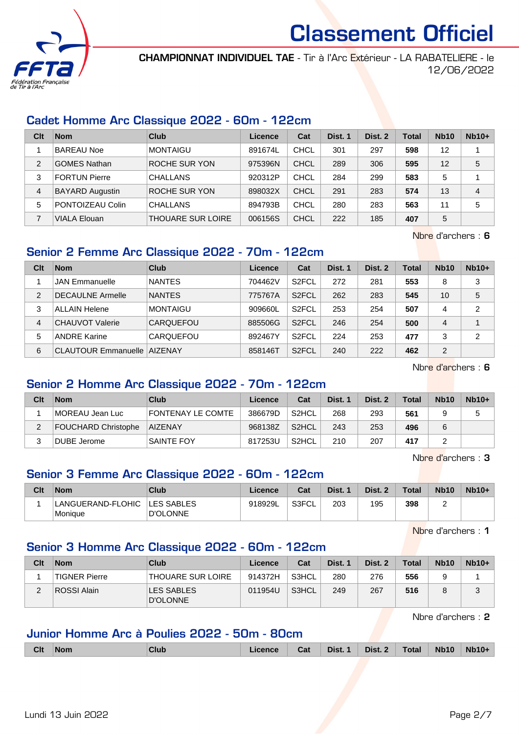# Classement Officiel

**CHAMPIONNAT INDIVIDUEL TAE** - Tir à l'Arc Extérieur - LA RABATELIERE - le 12/06/2022

## Cadet Homme Arc Classique 2022 - 60m - 122cm

| Clt | Nom | Club | Licence | Cat | Dist. 1 | Dist. 2 | Total | Nb10 | Nb10+ |
|---|---|---|---|---|---|---|---|---|---|
| 1 | BAREAU Noe | MONTAIGU | 891674L | CHCL | 301 | 297 | **598** | 12 | 1 |
| 2 | GOMES Nathan | ROCHE SUR YON | 975396N | CHCL | 289 | 306 | **595** | 12 | 5 |
| 3 | FORTUN Pierre | CHALLANS | 920312P | CHCL | 284 | 299 | **583** | 5 | 1 |
| 4 | BAYARD Augustin | ROCHE SUR YON | 898032X | CHCL | 291 | 283 | **574** | 13 | 4 |
| 5 | PONTOIZEAU Colin | CHALLANS | 894793B | CHCL | 280 | 283 | **563** | 11 | 5 |
| 7 | VIALA Elouan | THOUARE SUR LOIRE | 006156S | CHCL | 222 | 185 | **407** | 5 | |

Nbre d'archers : **6**

## Senior 2 Femme Arc Classique 2022 - 70m - 122cm

| Clt | Nom | Club | Licence | Cat | Dist. 1 | Dist. 2 | Total | Nb10 | Nb10+ |
|---|---|---|---|---|---|---|---|---|---|
| 1 | JAN Emmanuelle | NANTES | 704462V | S2FCL | 272 | 281 | **553** | 8 | 3 |
| 2 | DECAULNE Armelle | NANTES | 775767A | S2FCL | 262 | 283 | **545** | 10 | 5 |
| 3 | ALLAIN Helene | MONTAIGU | 909660L | S2FCL | 253 | 254 | **507** | 4 | 2 |
| 4 | CHAUVOT Valerie | CARQUEFOU | 885506G | S2FCL | 246 | 254 | **500** | 4 | 1 |
| 5 | ANDRE Karine | CARQUEFOU | 892467Y | S2FCL | 224 | 253 | **477** | 3 | 2 |
| 6 | CLAUTOUR Emmanuelle | AIZENAY | 858146T | S2FCL | 240 | 222 | **462** | 2 | |

Nbre d'archers : **6**

## Senior 2 Homme Arc Classique 2022 - 70m - 122cm

| Clt | Nom | Club | Licence | Cat | Dist. 1 | Dist. 2 | Total | Nb10 | Nb10+ |
|---|---|---|---|---|---|---|---|---|---|
| 1 | MOREAU Jean Luc | FONTENAY LE COMTE | 386679D | S2HCL | 268 | 293 | **561** | 9 | 5 |
| 2 | FOUCHARD Christophe | AIZENAY | 968138Z | S2HCL | 243 | 253 | **496** | 6 | |
| 3 | DUBE Jerome | SAINTE FOY | 817253U | S2HCL | 210 | 207 | **417** | 2 | |

Nbre d'archers : **3**

## Senior 3 Femme Arc Classique 2022 - 60m - 122cm

| Clt | Nom | Club | Licence | Cat | Dist. 1 | Dist. 2 | Total | Nb10 | Nb10+ |
|---|---|---|---|---|---|---|---|---|---|
| 1 | LANGUERAND-FLOHIC Monique | LES SABLES D'OLONNE | 918929L | S3FCL | 203 | 195 | **398** | 2 | |

Nbre d'archers : **1**

## Senior 3 Homme Arc Classique 2022 - 60m - 122cm

| Clt | Nom | Club | Licence | Cat | Dist. 1 | Dist. 2 | Total | Nb10 | Nb10+ |
|---|---|---|---|---|---|---|---|---|---|
| 1 | TIGNER Pierre | THOUARE SUR LOIRE | 914372H | S3HCL | 280 | 276 | **556** | 9 | 1 |
| 2 | ROSSI Alain | LES SABLES D'OLONNE | 011954U | S3HCL | 249 | 267 | **516** | 8 | 3 |

Nbre d'archers : **2**

## Junior Homme Arc à Poulies 2022 - 50m - 80cm

| Clt | Nom | Club | Licence | Cat | Dist. 1 | Dist. 2 | Total | Nb10 | Nb10+ |
|---|---|---|---|---|---|---|---|---|---|

Lundi 13 Juin 2022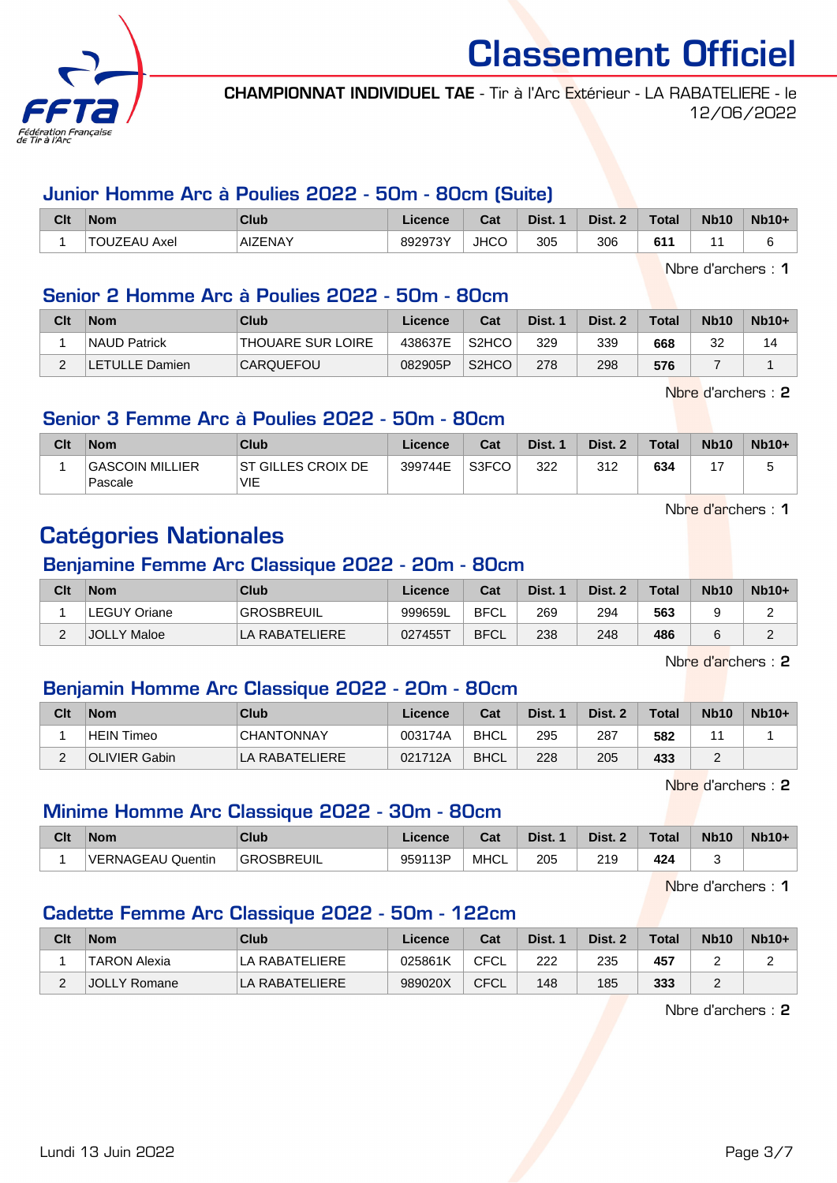# Classement Officiel

**CHAMPIONNAT INDIVIDUEL TAE** - Tir à l'Arc Extérieur - LA RABATELIERE - le 12/06/2022

### Junior Homme Arc à Poulies 2022 - 50m - 80cm (Suite)

| Clt | Nom | Club | Licence | Cat | Dist. 1 | Dist. 2 | Total | Nb10 | Nb10+ |
|---|---|---|---|---|---|---|---|---|---|
| 1 | TOUZEAU Axel | AIZENAY | 892973Y | JHCO | 305 | 306 | **611** | 11 | 6 |

Nbre d'archers : **1**

### Senior 2 Homme Arc à Poulies 2022 - 50m - 80cm

| Clt | Nom | Club | Licence | Cat | Dist. 1 | Dist. 2 | Total | Nb10 | Nb10+ |
|---|---|---|---|---|---|---|---|---|---|
| 1 | NAUD Patrick | THOUARE SUR LOIRE | 438637E | S2HCO | 329 | 339 | **668** | 32 | 14 |
| 2 | LETULLE Damien | CARQUEFOU | 082905P | S2HCO | 278 | 298 | **576** | 7 | 1 |

Nbre d'archers : **2**

### Senior 3 Femme Arc à Poulies 2022 - 50m - 80cm

| Clt | Nom | Club | Licence | Cat | Dist. 1 | Dist. 2 | Total | Nb10 | Nb10+ |
|---|---|---|---|---|---|---|---|---|---|
| 1 | GASCOIN MILLIER Pascale | ST GILLES CROIX DE VIE | 399744E | S3FCO | 322 | 312 | **634** | 17 | 5 |

Nbre d'archers : **1**

## Catégories Nationales

### Benjamine Femme Arc Classique 2022 - 20m - 80cm

| Clt | Nom | Club | Licence | Cat | Dist. 1 | Dist. 2 | Total | Nb10 | Nb10+ |
|---|---|---|---|---|---|---|---|---|---|
| 1 | LEGUY Oriane | GROSBREUIL | 999659L | BFCL | 269 | 294 | **563** | 9 | 2 |
| 2 | JOLLY Maloe | LA RABATELIERE | 027455T | BFCL | 238 | 248 | **486** | 6 | 2 |

Nbre d'archers : **2**

### Benjamin Homme Arc Classique 2022 - 20m - 80cm

| Clt | Nom | Club | Licence | Cat | Dist. 1 | Dist. 2 | Total | Nb10 | Nb10+ |
|---|---|---|---|---|---|---|---|---|---|
| 1 | HEIN Timeo | CHANTONNAY | 003174A | BHCL | 295 | 287 | **582** | 11 | 1 |
| 2 | OLIVIER Gabin | LA RABATELIERE | 021712A | BHCL | 228 | 205 | **433** | 2 | |

Nbre d'archers : **2**

### Minime Homme Arc Classique 2022 - 30m - 80cm

| Clt | Nom | Club | Licence | Cat | Dist. 1 | Dist. 2 | Total | Nb10 | Nb10+ |
|---|---|---|---|---|---|---|---|---|---|
| 1 | VERNAGEAU Quentin | GROSBREUIL | 959113P | MHCL | 205 | 219 | **424** | 3 | |

Nbre d'archers : **1**

### Cadette Femme Arc Classique 2022 - 50m - 122cm

| Clt | Nom | Club | Licence | Cat | Dist. 1 | Dist. 2 | Total | Nb10 | Nb10+ |
|---|---|---|---|---|---|---|---|---|---|
| 1 | TARON Alexia | LA RABATELIERE | 025861K | CFCL | 222 | 235 | **457** | 2 | 2 |
| 2 | JOLLY Romane | LA RABATELIERE | 989020X | CFCL | 148 | 185 | **333** | 2 | |

Nbre d'archers : **2**

Lundi 13 Juin 2022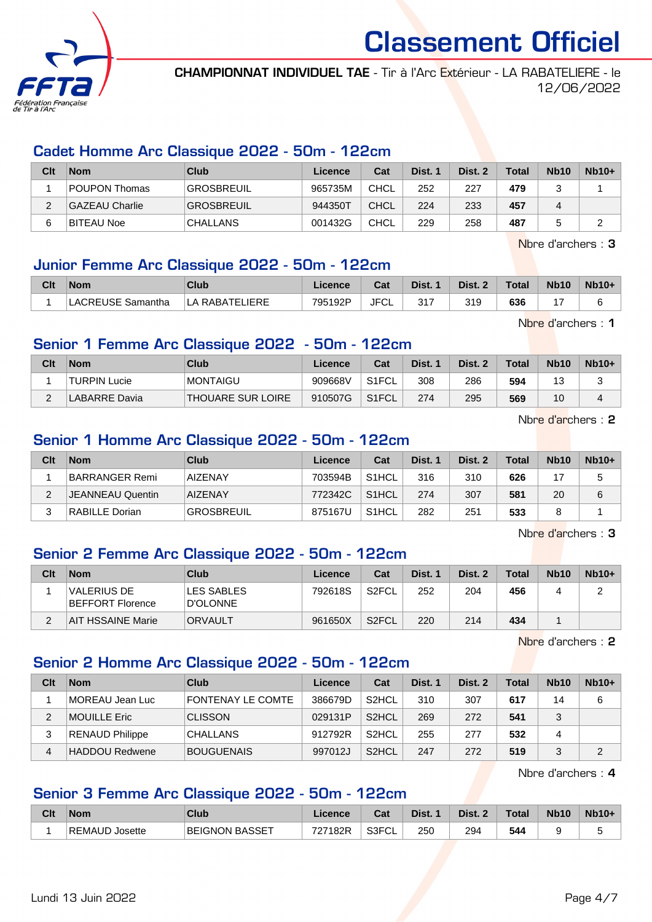# Classement Officiel

**CHAMPIONNAT INDIVIDUEL TAE** - Tir à l'Arc Extérieur - LA RABATELIERE - le 12/06/2022

## Cadet Homme Arc Classique 2022 - 50m - 122cm

| Clt | Nom | Club | Licence | Cat | Dist. 1 | Dist. 2 | Total | Nb10 | Nb10+ |
|---|---|---|---|---|---|---|---|---|---|
| 1 | POUPON Thomas | GROSBREUIL | 965735M | CHCL | 252 | 227 | **479** | 3 | 1 |
| 2 | GAZEAU Charlie | GROSBREUIL | 944350T | CHCL | 224 | 233 | **457** | 4 | |
| 6 | BITEAU Noe | CHALLANS | 001432G | CHCL | 229 | 258 | **487** | 5 | 2 |

Nbre d'archers : **3**

## Junior Femme Arc Classique 2022 - 50m - 122cm

| Clt | Nom | Club | Licence | Cat | Dist. 1 | Dist. 2 | Total | Nb10 | Nb10+ |
|---|---|---|---|---|---|---|---|---|---|
| 1 | LACREUSE Samantha | LA RABATELIERE | 795192P | JFCL | 317 | 319 | **636** | 17 | 6 |

Nbre d'archers : **1**

## Senior 1 Femme Arc Classique 2022 - 50m - 122cm

| Clt | Nom | Club | Licence | Cat | Dist. 1 | Dist. 2 | Total | Nb10 | Nb10+ |
|---|---|---|---|---|---|---|---|---|---|
| 1 | TURPIN Lucie | MONTAIGU | 909668V | S1FCL | 308 | 286 | **594** | 13 | 3 |
| 2 | LABARRE Davia | THOUARE SUR LOIRE | 910507G | S1FCL | 274 | 295 | **569** | 10 | 4 |

Nbre d'archers : **2**

## Senior 1 Homme Arc Classique 2022 - 50m - 122cm

| Clt | Nom | Club | Licence | Cat | Dist. 1 | Dist. 2 | Total | Nb10 | Nb10+ |
|---|---|---|---|---|---|---|---|---|---|
| 1 | BARRANGER Remi | AIZENAY | 703594B | S1HCL | 316 | 310 | **626** | 17 | 5 |
| 2 | JEANNEAU Quentin | AIZENAY | 772342C | S1HCL | 274 | 307 | **581** | 20 | 6 |
| 3 | RABILLE Dorian | GROSBREUIL | 875167U | S1HCL | 282 | 251 | **533** | 8 | 1 |

Nbre d'archers : **3**

## Senior 2 Femme Arc Classique 2022 - 50m - 122cm

| Clt | Nom | Club | Licence | Cat | Dist. 1 | Dist. 2 | Total | Nb10 | Nb10+ |
|---|---|---|---|---|---|---|---|---|---|
| 1 | VALERIUS DE BEFFORT Florence | LES SABLES D'OLONNE | 792618S | S2FCL | 252 | 204 | **456** | 4 | 2 |
| 2 | AIT HSSAINE Marie | ORVAULT | 961650X | S2FCL | 220 | 214 | **434** | 1 | |

Nbre d'archers : **2**

## Senior 2 Homme Arc Classique 2022 - 50m - 122cm

| Clt | Nom | Club | Licence | Cat | Dist. 1 | Dist. 2 | Total | Nb10 | Nb10+ |
|---|---|---|---|---|---|---|---|---|---|
| 1 | MOREAU Jean Luc | FONTENAY LE COMTE | 386679D | S2HCL | 310 | 307 | **617** | 14 | 6 |
| 2 | MOUILLE Eric | CLISSON | 029131P | S2HCL | 269 | 272 | **541** | 3 | |
| 3 | RENAUD Philippe | CHALLANS | 912792R | S2HCL | 255 | 277 | **532** | 4 | |
| 4 | HADDOU Redwene | BOUGUENAIS | 997012J | S2HCL | 247 | 272 | **519** | 3 | 2 |

Nbre d'archers : **4**

## Senior 3 Femme Arc Classique 2022 - 50m - 122cm

| Clt | Nom | Club | Licence | Cat | Dist. 1 | Dist. 2 | Total | Nb10 | Nb10+ |
|---|---|---|---|---|---|---|---|---|---|
| 1 | REMAUD Josette | BEIGNON BASSET | 727182R | S3FCL | 250 | 294 | **544** | 9 | 5 |

Lundi 13 Juin 2022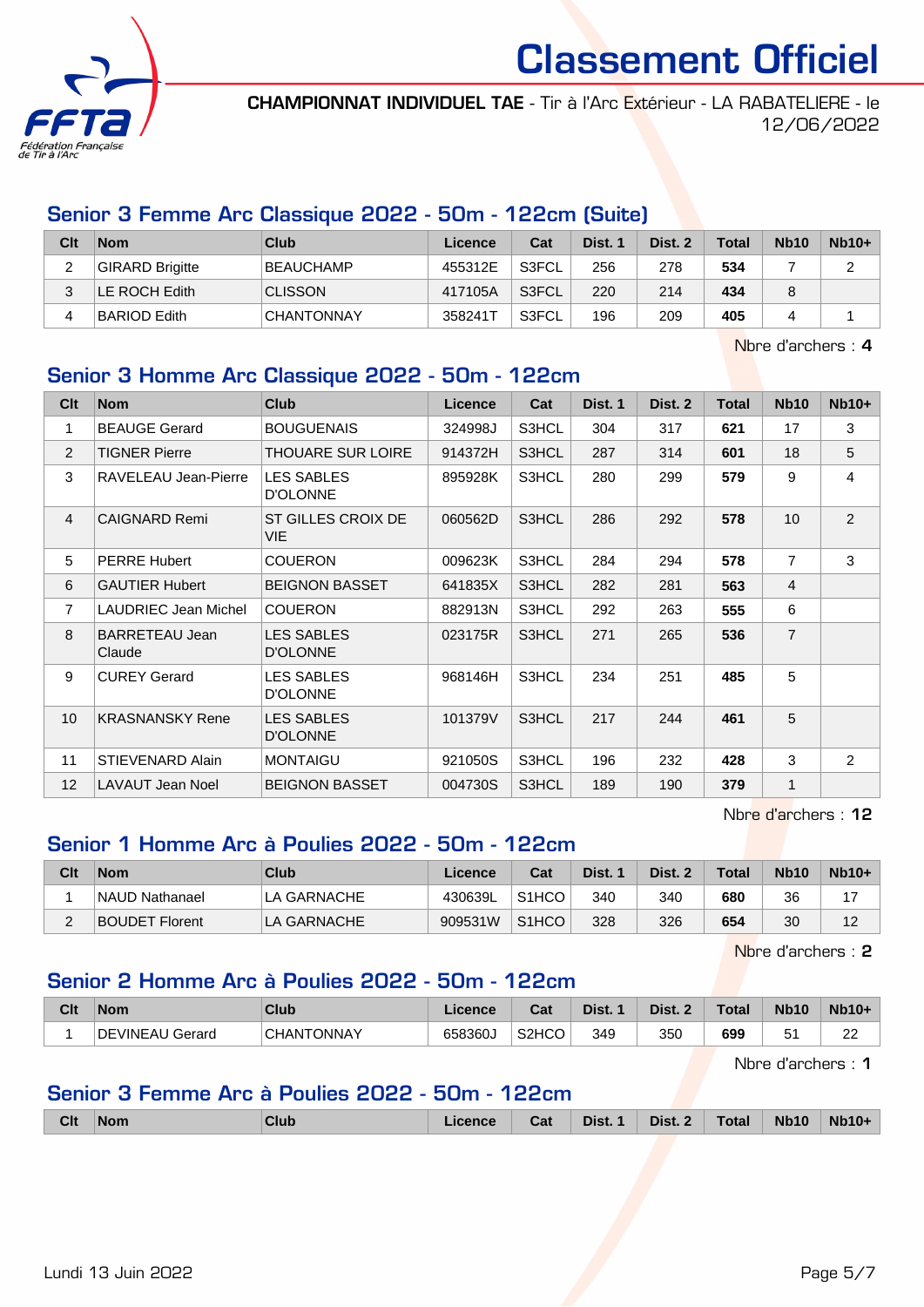# Classement Officiel

**CHAMPIONNAT INDIVIDUEL TAE** - Tir à l'Arc Extérieur - LA RABATELIERE - le 12/06/2022

## Senior 3 Femme Arc Classique 2022 - 50m - 122cm (Suite)

| Clt | Nom | Club | Licence | Cat | Dist. 1 | Dist. 2 | Total | Nb10 | Nb10+ |
|---|---|---|---|---|---|---|---|---|---|
| 2 | GIRARD Brigitte | BEAUCHAMP | 455312E | S3FCL | 256 | 278 | **534** | 7 | 2 |
| 3 | LE ROCH Edith | CLISSON | 417105A | S3FCL | 220 | 214 | **434** | 8 | |
| 4 | BARIOD Edith | CHANTONNAY | 358241T | S3FCL | 196 | 209 | **405** | 4 | 1 |

Nbre d'archers : **4**

## Senior 3 Homme Arc Classique 2022 - 50m - 122cm

| Clt | Nom | Club | Licence | Cat | Dist. 1 | Dist. 2 | Total | Nb10 | Nb10+ |
|---|---|---|---|---|---|---|---|---|---|
| 1 | BEAUGE Gerard | BOUGUENAIS | 324998J | S3HCL | 304 | 317 | **621** | 17 | 3 |
| 2 | TIGNER Pierre | THOUARE SUR LOIRE | 914372H | S3HCL | 287 | 314 | **601** | 18 | 5 |
| 3 | RAVELEAU Jean-Pierre | LES SABLES D'OLONNE | 895928K | S3HCL | 280 | 299 | **579** | 9 | 4 |
| 4 | CAIGNARD Remi | ST GILLES CROIX DE VIE | 060562D | S3HCL | 286 | 292 | **578** | 10 | 2 |
| 5 | PERRE Hubert | COUERON | 009623K | S3HCL | 284 | 294 | **578** | 7 | 3 |
| 6 | GAUTIER Hubert | BEIGNON BASSET | 641835X | S3HCL | 282 | 281 | **563** | 4 | |
| 7 | LAUDRIEC Jean Michel | COUERON | 882913N | S3HCL | 292 | 263 | **555** | 6 | |
| 8 | BARRETEAU Jean Claude | LES SABLES D'OLONNE | 023175R | S3HCL | 271 | 265 | **536** | 7 | |
| 9 | CUREY Gerard | LES SABLES D'OLONNE | 968146H | S3HCL | 234 | 251 | **485** | 5 | |
| 10 | KRASNANSKY Rene | LES SABLES D'OLONNE | 101379V | S3HCL | 217 | 244 | **461** | 5 | |
| 11 | STIEVENARD Alain | MONTAIGU | 921050S | S3HCL | 196 | 232 | **428** | 3 | 2 |
| 12 | LAVAUT Jean Noel | BEIGNON BASSET | 004730S | S3HCL | 189 | 190 | **379** | 1 | |

Nbre d'archers : **12**

## Senior 1 Homme Arc à Poulies 2022 - 50m - 122cm

| Clt | Nom | Club | Licence | Cat | Dist. 1 | Dist. 2 | Total | Nb10 | Nb10+ |
|---|---|---|---|---|---|---|---|---|---|
| 1 | NAUD Nathanael | LA GARNACHE | 430639L | S1HCO | 340 | 340 | **680** | 36 | 17 |
| 2 | BOUDET Florent | LA GARNACHE | 909531W | S1HCO | 328 | 326 | **654** | 30 | 12 |

Nbre d'archers : **2**

## Senior 2 Homme Arc à Poulies 2022 - 50m - 122cm

| Clt | Nom | Club | Licence | Cat | Dist. 1 | Dist. 2 | Total | Nb10 | Nb10+ |
|---|---|---|---|---|---|---|---|---|---|
| 1 | DEVINEAU Gerard | CHANTONNAY | 658360J | S2HCO | 349 | 350 | **699** | 51 | 22 |

Nbre d'archers : **1**

## Senior 3 Femme Arc à Poulies 2022 - 50m - 122cm

| Clt | Nom | Club | Licence | Cat | Dist. 1 | Dist. 2 | Total | Nb10 | Nb10+ |
|---|---|---|---|---|---|---|---|---|---|

Lundi 13 Juin 2022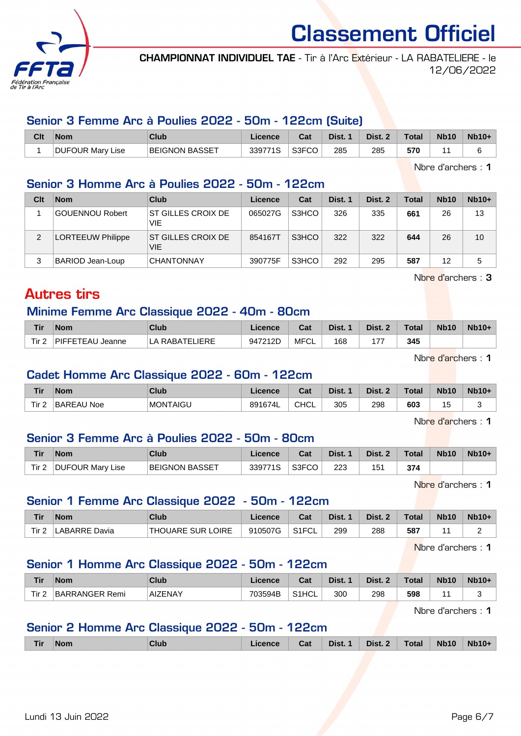# Classement Officiel

**CHAMPIONNAT INDIVIDUEL TAE** - Tir à l'Arc Extérieur - LA RABATELIERE - le 12/06/2022

## Senior 3 Femme Arc à Poulies 2022 - 50m - 122cm (Suite)

| Clt | Nom | Club | Licence | Cat | Dist. 1 | Dist. 2 | Total | Nb10 | Nb10+ |
|---|---|---|---|---|---|---|---|---|---|
| 1 | DUFOUR Mary Lise | BEIGNON BASSET | 339771S | S3FCO | 285 | 285 | **570** | 11 | 6 |

Nbre d'archers : **1**

## Senior 3 Homme Arc à Poulies 2022 - 50m - 122cm

| Clt | Nom | Club | Licence | Cat | Dist. 1 | Dist. 2 | Total | Nb10 | Nb10+ |
|---|---|---|---|---|---|---|---|---|---|
| 1 | GOUENNOU Robert | ST GILLES CROIX DE VIE | 065027G | S3HCO | 326 | 335 | **661** | 26 | 13 |
| 2 | LORTEEUW Philippe | ST GILLES CROIX DE VIE | 854167T | S3HCO | 322 | 322 | **644** | 26 | 10 |
| 3 | BARIOD Jean-Loup | CHANTONNAY | 390775F | S3HCO | 292 | 295 | **587** | 12 | 5 |

Nbre d'archers : **3**

# Autres tirs

## Minime Femme Arc Classique 2022 - 40m - 80cm

| Tir | Nom | Club | Licence | Cat | Dist. 1 | Dist. 2 | Total | Nb10 | Nb10+ |
|---|---|---|---|---|---|---|---|---|---|
| Tir 2 | PIFFETEAU Jeanne | LA RABATELIERE | 947212D | MFCL | 168 | 177 | **345** | | |

Nbre d'archers : **1**

## Cadet Homme Arc Classique 2022 - 60m - 122cm

| Tir | Nom | Club | Licence | Cat | Dist. 1 | Dist. 2 | Total | Nb10 | Nb10+ |
|---|---|---|---|---|---|---|---|---|---|
| Tir 2 | BAREAU Noe | MONTAIGU | 891674L | CHCL | 305 | 298 | **603** | 15 | 3 |

Nbre d'archers : **1**

## Senior 3 Femme Arc à Poulies 2022 - 50m - 80cm

| Tir | Nom | Club | Licence | Cat | Dist. 1 | Dist. 2 | Total | Nb10 | Nb10+ |
|---|---|---|---|---|---|---|---|---|---|
| Tir 2 | DUFOUR Mary Lise | BEIGNON BASSET | 339771S | S3FCO | 223 | 151 | **374** | | |

Nbre d'archers : **1**

## Senior 1 Femme Arc Classique 2022 - 50m - 122cm

| Tir | Nom | Club | Licence | Cat | Dist. 1 | Dist. 2 | Total | Nb10 | Nb10+ |
|---|---|---|---|---|---|---|---|---|---|
| Tir 2 | LABARRE Davia | THOUARE SUR LOIRE | 910507G | S1FCL | 299 | 288 | **587** | 11 | 2 |

Nbre d'archers : **1**

## Senior 1 Homme Arc Classique 2022 - 50m - 122cm

| Tir | Nom | Club | Licence | Cat | Dist. 1 | Dist. 2 | Total | Nb10 | Nb10+ |
|---|---|---|---|---|---|---|---|---|---|
| Tir 2 | BARRANGER Remi | AIZENAY | 703594B | S1HCL | 300 | 298 | **598** | 11 | 3 |

Nbre d'archers : **1**

## Senior 2 Homme Arc Classique 2022 - 50m - 122cm

| Tir | Nom | Club | Licence | Cat | Dist. 1 | Dist. 2 | Total | Nb10 | Nb10+ |
|---|---|---|---|---|---|---|---|---|---|

Lundi 13 Juin 2022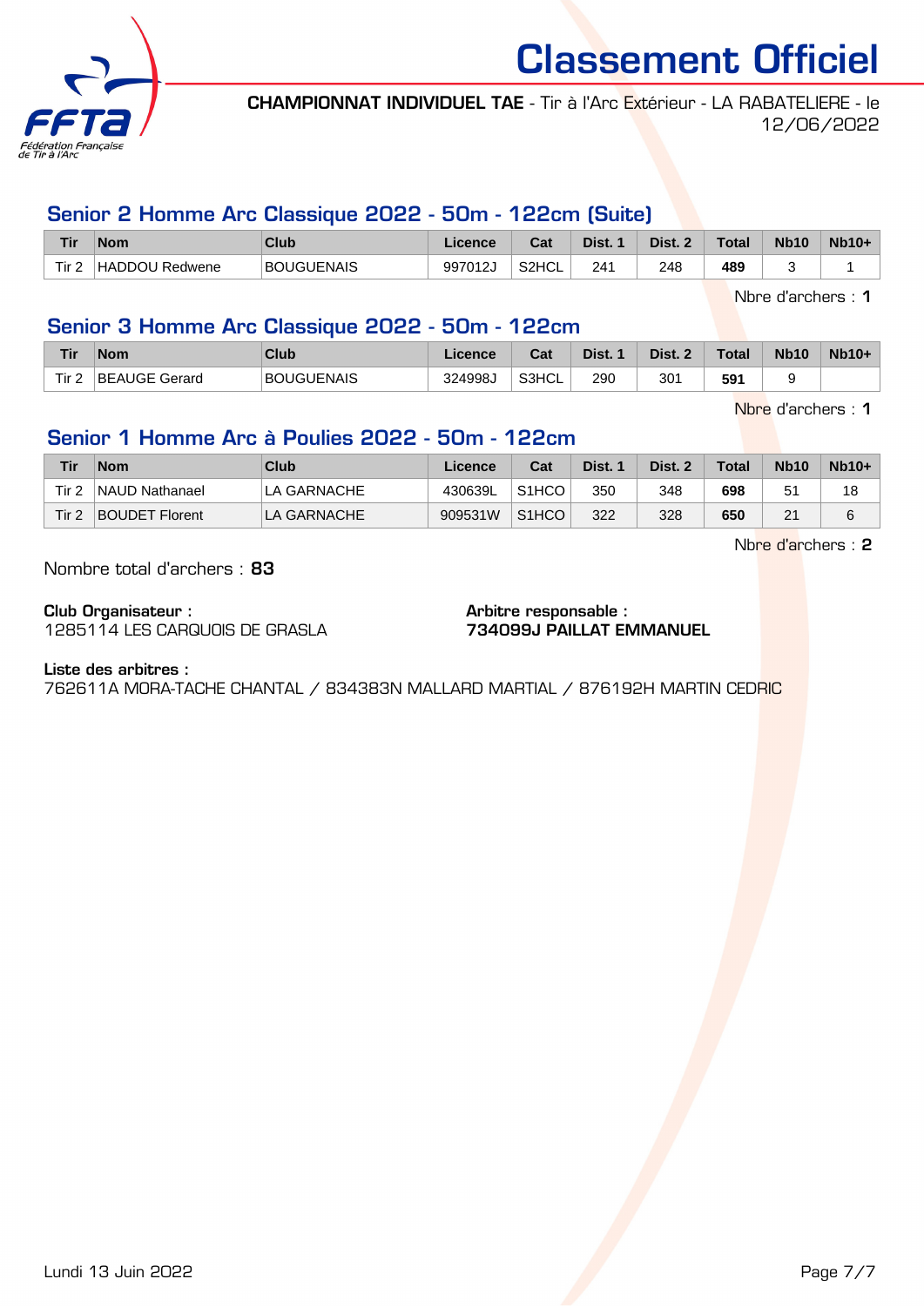# Classement Officiel

**CHAMPIONNAT INDIVIDUEL TAE** - Tir à l'Arc Extérieur - LA RABATELIERE - le 12/06/2022

## Senior 2 Homme Arc Classique 2022 - 50m - 122cm (Suite)

| Tir | Nom | Club | Licence | Cat | Dist. 1 | Dist. 2 | Total | Nb10 | Nb10+ |
|---|---|---|---|---|---|---|---|---|---|
| Tir 2 | HADDOU Redwene | BOUGUENAIS | 997012J | S2HCL | 241 | 248 | **489** | 3 | 1 |

Nbre d'archers : **1**

## Senior 3 Homme Arc Classique 2022 - 50m - 122cm

| Tir | Nom | Club | Licence | Cat | Dist. 1 | Dist. 2 | Total | Nb10 | Nb10+ |
|---|---|---|---|---|---|---|---|---|---|
| Tir 2 | BEAUGE Gerard | BOUGUENAIS | 324998J | S3HCL | 290 | 301 | **591** | 9 | |

Nbre d'archers : **1**

## Senior 1 Homme Arc à Poulies 2022 - 50m - 122cm

| Tir | Nom | Club | Licence | Cat | Dist. 1 | Dist. 2 | Total | Nb10 | Nb10+ |
|---|---|---|---|---|---|---|---|---|---|
| Tir 2 | NAUD Nathanael | LA GARNACHE | 430639L | S1HCO | 350 | 348 | **698** | 51 | 18 |
| Tir 2 | BOUDET Florent | LA GARNACHE | 909531W | S1HCO | 322 | 328 | **650** | 21 | 6 |

Nbre d'archers : **2**

Nombre total d'archers : **83**

**Club Organisateur :**
1285114 LES CARQUOIS DE GRASLA

**Arbitre responsable :**
**734099J PAILLAT EMMANUEL**

**Liste des arbitres :**
762611A MORA-TACHE CHANTAL / 834383N MALLARD MARTIAL / 876192H MARTIN CEDRIC

Lundi 13 Juin 2022